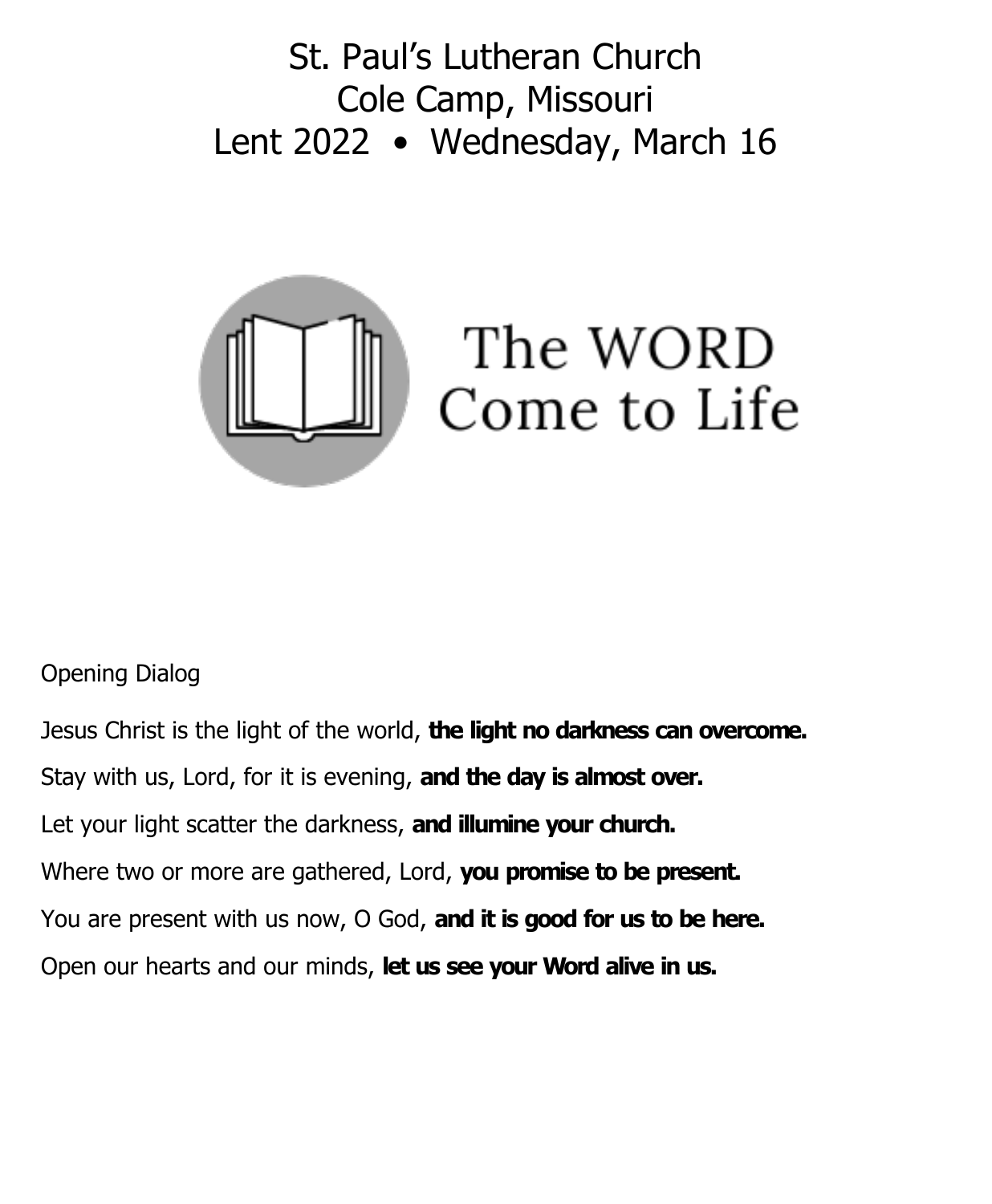# St. Paul's Lutheran Church
# Cole Camp, Missouri
# Lent 2022 • Wednesday, March 16

The WORD
Come to Life

Opening Dialog

Jesus Christ is the light of the world, **the light no darkness can overcome.**

Stay with us, Lord, for it is evening, **and the day is almost over.**

Let your light scatter the darkness, **and illumine your church.**

Where two or more are gathered, Lord, **you promise to be present.**

You are present with us now, O God, **and it is good for us to be here.**

Open our hearts and our minds, **let us see your Word alive in us.**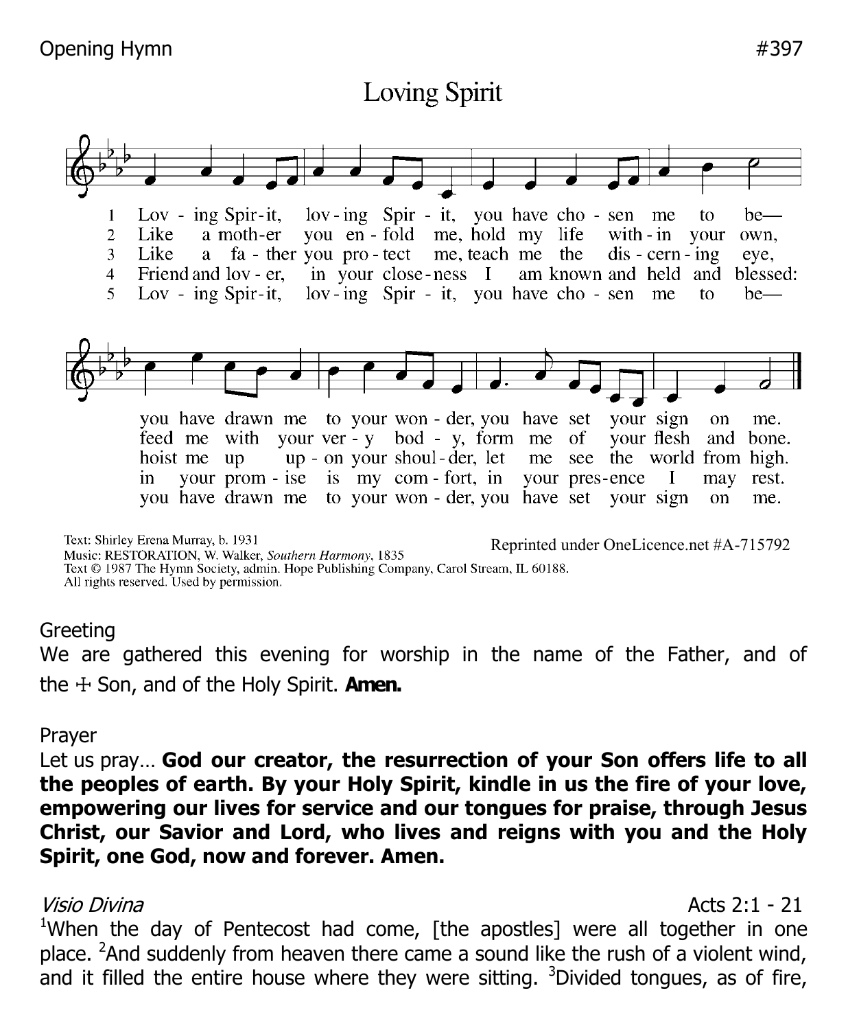Opening Hymn #397

## Loving Spirit

1. Lov - ing Spir-it, lov-ing Spir - it, you have cho - sen me to be— you have drawn me to your won - der, you have set your sign on me.
2. Like a moth-er you en - fold me, hold my life with - in your own, feed me with your ver - y bod - y, form me of your flesh and bone.
3. Like a fa - ther you pro - tect me, teach me the dis - cern - ing eye, hoist me up up - on your shoul - der, let me see the world from high.
4. Friend and lov - er, in your close - ness I am known and held and blessed: in your prom - ise is my com - fort, in your pres - ence I may rest.
5. Lov - ing Spir-it, lov-ing Spir - it, you have cho - sen me to be— you have drawn me to your won - der, you have set your sign on me.

Text: Shirley Erena Murray, b. 1931
Music: RESTORATION, W. Walker, *Southern Harmony*, 1835
Text © 1987 The Hymn Society, admin. Hope Publishing Company, Carol Stream, IL 60188.
All rights reserved. Used by permission.

Reprinted under OneLicence.net #A-715792

Greeting

We are gathered this evening for worship in the name of the Father, and of the ☩ Son, and of the Holy Spirit. **Amen.**

Prayer

Let us pray… **God our creator, the resurrection of your Son offers life to all the peoples of earth. By your Holy Spirit, kindle in us the fire of your love, empowering our lives for service and our tongues for praise, through Jesus Christ, our Savior and Lord, who lives and reigns with you and the Holy Spirit, one God, now and forever. Amen.**

*Visio Divina* Acts 2:1 - 21

[1]When the day of Pentecost had come, [the apostles] were all together in one place. [2]And suddenly from heaven there came a sound like the rush of a violent wind, and it filled the entire house where they were sitting. [3]Divided tongues, as of fire,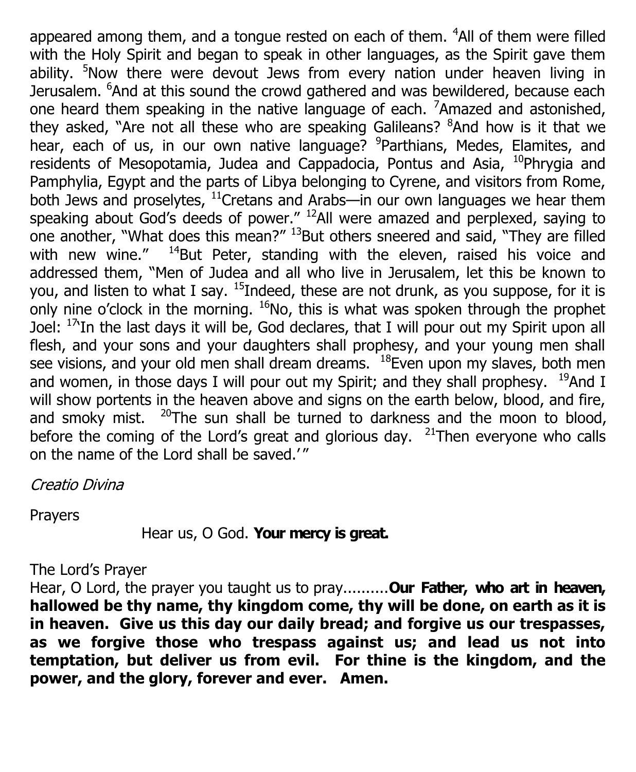appeared among them, and a tongue rested on each of them. [4]All of them were filled with the Holy Spirit and began to speak in other languages, as the Spirit gave them ability. [5]Now there were devout Jews from every nation under heaven living in Jerusalem. [6]And at this sound the crowd gathered and was bewildered, because each one heard them speaking in the native language of each. [7]Amazed and astonished, they asked, "Are not all these who are speaking Galileans? [8]And how is it that we hear, each of us, in our own native language? [9]Parthians, Medes, Elamites, and residents of Mesopotamia, Judea and Cappadocia, Pontus and Asia, [10]Phrygia and Pamphylia, Egypt and the parts of Libya belonging to Cyrene, and visitors from Rome, both Jews and proselytes, [11]Cretans and Arabs—in our own languages we hear them speaking about God's deeds of power." [12]All were amazed and perplexed, saying to one another, "What does this mean?" [13]But others sneered and said, "They are filled with new wine." [14]But Peter, standing with the eleven, raised his voice and addressed them, "Men of Judea and all who live in Jerusalem, let this be known to you, and listen to what I say. [15]Indeed, these are not drunk, as you suppose, for it is only nine o'clock in the morning. [16]No, this is what was spoken through the prophet Joel: [17]'In the last days it will be, God declares, that I will pour out my Spirit upon all flesh, and your sons and your daughters shall prophesy, and your young men shall see visions, and your old men shall dream dreams. [18]Even upon my slaves, both men and women, in those days I will pour out my Spirit; and they shall prophesy. [19]And I will show portents in the heaven above and signs on the earth below, blood, and fire, and smoky mist. [20]The sun shall be turned to darkness and the moon to blood, before the coming of the Lord's great and glorious day. [21]Then everyone who calls on the name of the Lord shall be saved.'"

*Creatio Divina*

Prayers

Hear us, O God. **Your mercy is great.**

The Lord's Prayer

Hear, O Lord, the prayer you taught us to pray..........**Our Father, who art in heaven, hallowed be thy name, thy kingdom come, thy will be done, on earth as it is in heaven. Give us this day our daily bread; and forgive us our trespasses, as we forgive those who trespass against us; and lead us not into temptation, but deliver us from evil. For thine is the kingdom, and the power, and the glory, forever and ever. Amen.**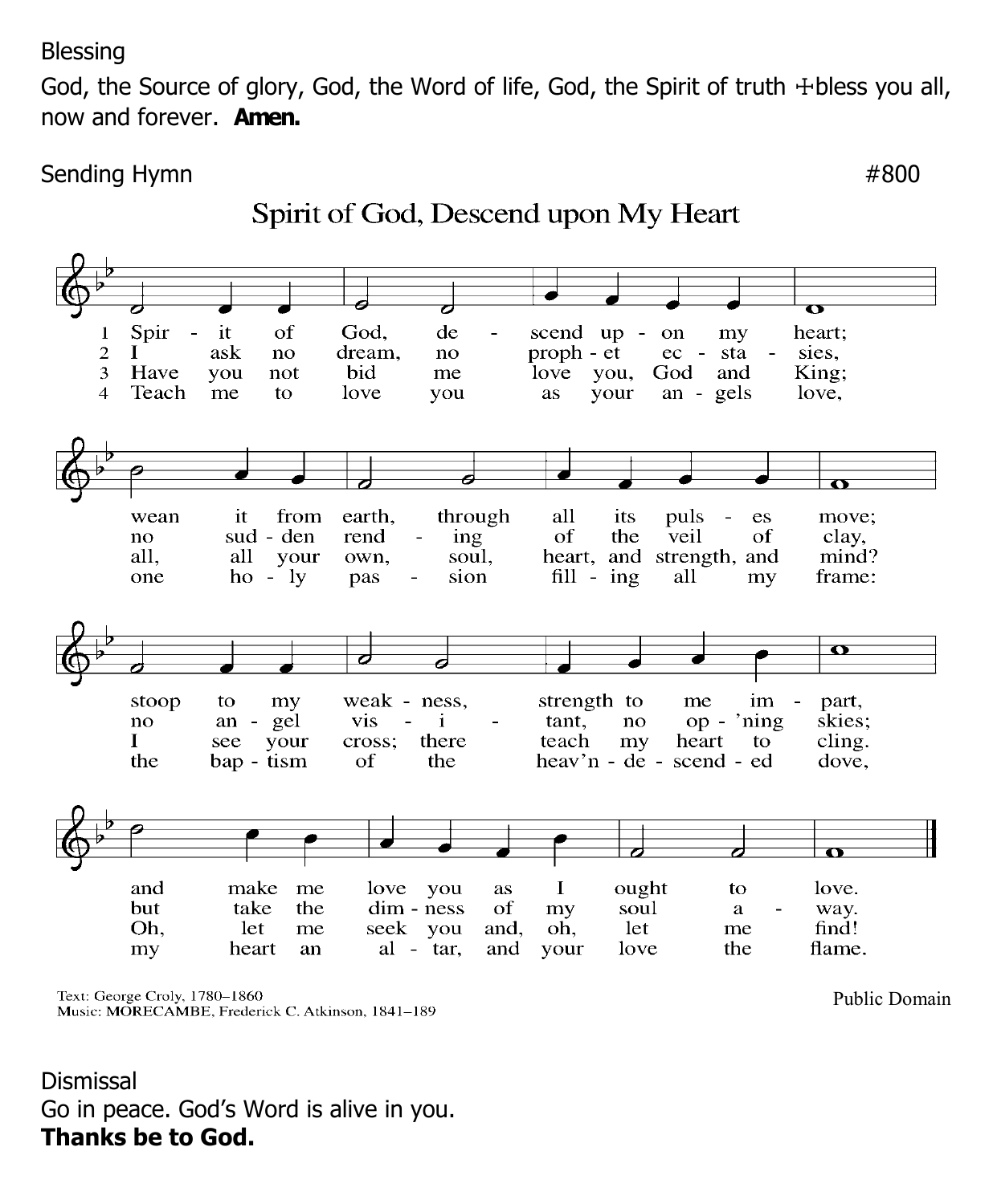Blessing

God, the Source of glory, God, the Word of life, God, the Spirit of truth ☩bless you all, now and forever. **Amen.**

Sending Hymn #800

## Spirit of God, Descend upon My Heart

1 Spirit of God, descend upon my heart;
wean it from earth, through all its pulses move;
stoop to my weakness, strength to me impart,
and make me love you as I ought to love.

2 I ask no dream, no prophet ecstasies,
no sudden rending of the veil of clay,
no angel visitant, no op'ning skies;
but take the dimness of my soul away.

3 Have you not bid me love you, God and King;
all, all your own, soul, heart, and strength, and mind?
I see your cross; there teach my heart to cling.
Oh, let me seek you and, oh, let me find!

4 Teach me to love you as your angels love,
one holy passion filling all my frame:
the baptism of the heav'n-descended dove,
my heart an altar, and your love the flame.

Text: George Croly, 1780–1860
Music: MORECAMBE, Frederick C. Atkinson, 1841–189

Public Domain

Dismissal

Go in peace. God's Word is alive in you.

**Thanks be to God.**